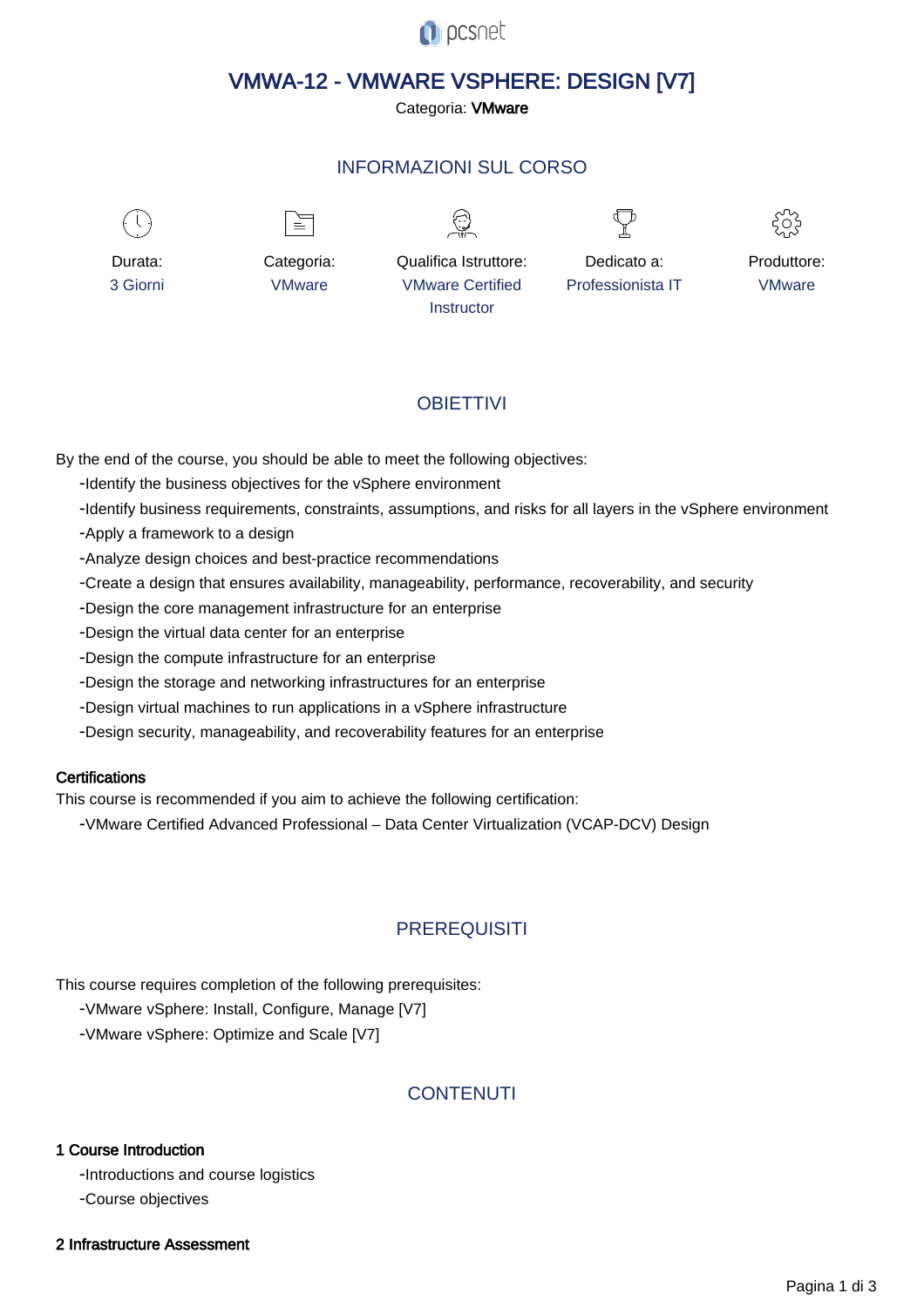# VMWA-12 - VMWARE VSPHERE: DESIGN [V7]

Categoria: **VMware**

## INFORMAZIONI SUL CORSO

| Durata: | Categoria: | Qualifica Istruttore: | Dedicato a: | Produttore: |
| --- | --- | --- | --- | --- |
| 3 Giorni | VMware | VMware Certified Instructor | Professionista IT | VMware |

## OBIETTIVI

By the end of the course, you should be able to meet the following objectives:

- Identify the business objectives for the vSphere environment
- Identify business requirements, constraints, assumptions, and risks for all layers in the vSphere environment
- Apply a framework to a design
- Analyze design choices and best-practice recommendations
- Create a design that ensures availability, manageability, performance, recoverability, and security
- Design the core management infrastructure for an enterprise
- Design the virtual data center for an enterprise
- Design the compute infrastructure for an enterprise
- Design the storage and networking infrastructures for an enterprise
- Design virtual machines to run applications in a vSphere infrastructure
- Design security, manageability, and recoverability features for an enterprise

### Certifications

This course is recommended if you aim to achieve the following certification:

- VMware Certified Advanced Professional – Data Center Virtualization (VCAP-DCV) Design

## PREREQUISITI

This course requires completion of the following prerequisites:

- VMware vSphere: Install, Configure, Manage [V7]
- VMware vSphere: Optimize and Scale [V7]

## CONTENUTI

### 1 Course Introduction

- Introductions and course logistics
- Course objectives

### 2 Infrastructure Assessment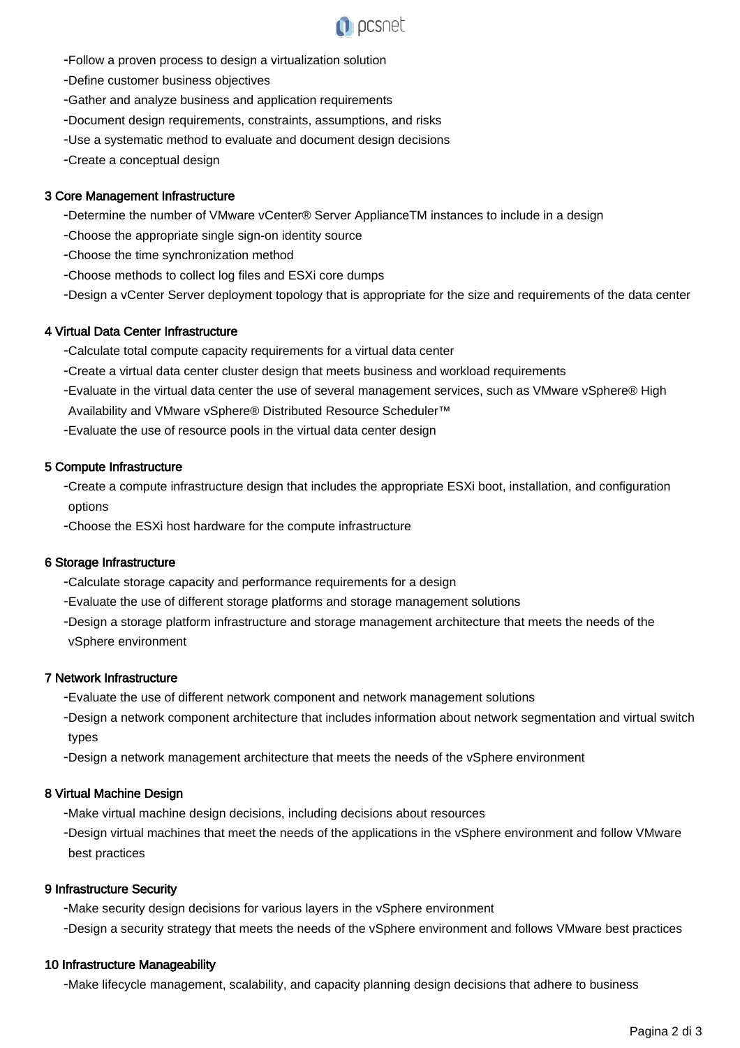- Follow a proven process to design a virtualization solution
- Define customer business objectives
- Gather and analyze business and application requirements
- Document design requirements, constraints, assumptions, and risks
- Use a systematic method to evaluate and document design decisions
- Create a conceptual design

**3 Core Management Infrastructure**

- Determine the number of VMware vCenter® Server ApplianceTM instances to include in a design
- Choose the appropriate single sign-on identity source
- Choose the time synchronization method
- Choose methods to collect log files and ESXi core dumps
- Design a vCenter Server deployment topology that is appropriate for the size and requirements of the data center

**4 Virtual Data Center Infrastructure**

- Calculate total compute capacity requirements for a virtual data center
- Create a virtual data center cluster design that meets business and workload requirements
- Evaluate in the virtual data center the use of several management services, such as VMware vSphere® High Availability and VMware vSphere® Distributed Resource Scheduler™
- Evaluate the use of resource pools in the virtual data center design

**5 Compute Infrastructure**

- Create a compute infrastructure design that includes the appropriate ESXi boot, installation, and configuration options
- Choose the ESXi host hardware for the compute infrastructure

**6 Storage Infrastructure**

- Calculate storage capacity and performance requirements for a design
- Evaluate the use of different storage platforms and storage management solutions
- Design a storage platform infrastructure and storage management architecture that meets the needs of the vSphere environment

**7 Network Infrastructure**

- Evaluate the use of different network component and network management solutions
- Design a network component architecture that includes information about network segmentation and virtual switch types
- Design a network management architecture that meets the needs of the vSphere environment

**8 Virtual Machine Design**

- Make virtual machine design decisions, including decisions about resources
- Design virtual machines that meet the needs of the applications in the vSphere environment and follow VMware best practices

**9 Infrastructure Security**

- Make security design decisions for various layers in the vSphere environment
- Design a security strategy that meets the needs of the vSphere environment and follows VMware best practices

**10 Infrastructure Manageability**

- Make lifecycle management, scalability, and capacity planning design decisions that adhere to business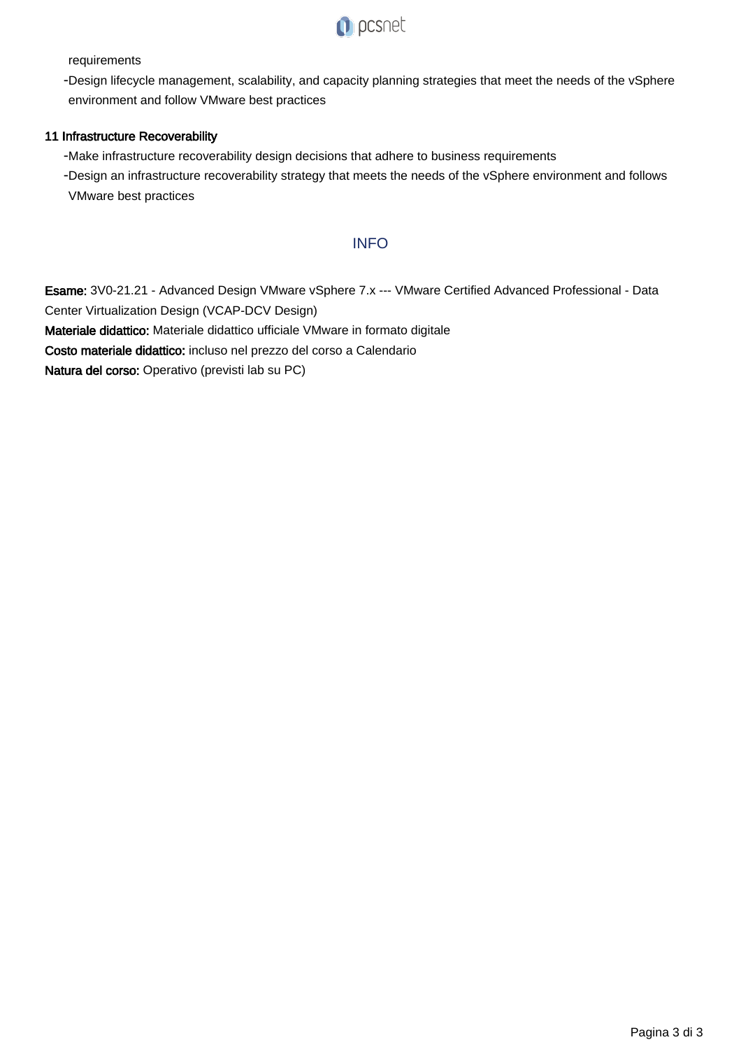requirements

- Design lifecycle management, scalability, and capacity planning strategies that meet the needs of the vSphere environment and follow VMware best practices

**11 Infrastructure Recoverability**

- Make infrastructure recoverability design decisions that adhere to business requirements
- Design an infrastructure recoverability strategy that meets the needs of the vSphere environment and follows VMware best practices

## INFO

**Esame:** 3V0-21.21 - Advanced Design VMware vSphere 7.x --- VMware Certified Advanced Professional - Data Center Virtualization Design (VCAP-DCV Design)
**Materiale didattico:** Materiale didattico ufficiale VMware in formato digitale
**Costo materiale didattico:** incluso nel prezzo del corso a Calendario
**Natura del corso:** Operativo (previsti lab su PC)